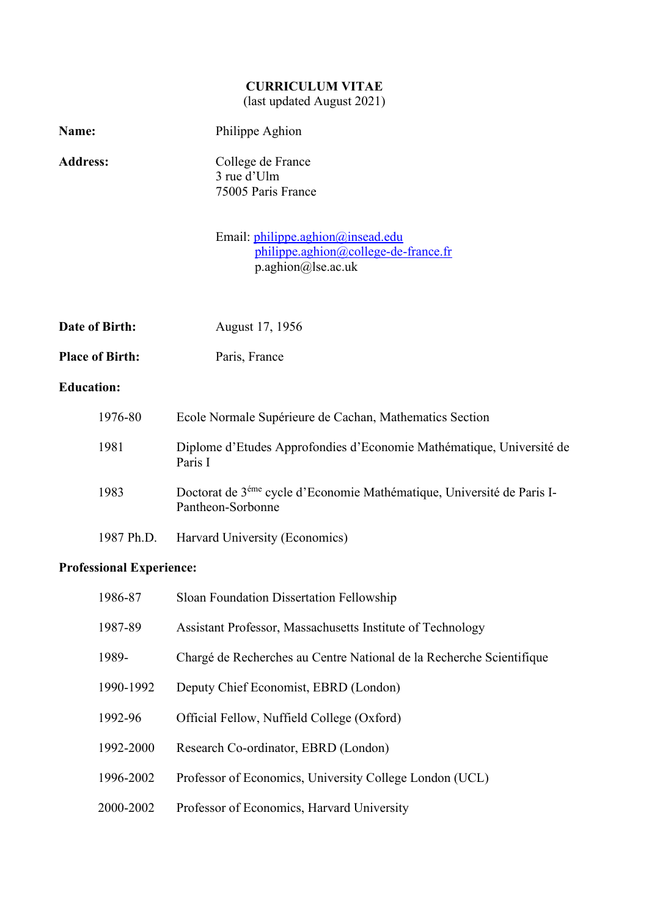# CURRICULUM VITAE

(last updated August 2021)

**Name:** Philippe Aghion

**Address:** College de France
3 rue d'Ulm
75005 Paris France

Email: philippe.aghion@insead.edu
philippe.aghion@college-de-france.fr
p.aghion@lse.ac.uk

**Date of Birth:** August 17, 1956

**Place of Birth:** Paris, France

## Education:

| | |
|---|---|
| 1976-80 | Ecole Normale Supérieure de Cachan, Mathematics Section |
| 1981 | Diplome d'Etudes Approfondies d'Economie Mathématique, Université de Paris I |
| 1983 | Doctorat de 3[éme] cycle d'Economie Mathématique, Université de Paris I-Pantheon-Sorbonne |
| 1987 Ph.D. | Harvard University (Economics) |

## Professional Experience:

| | |
|---|---|
| 1986-87 | Sloan Foundation Dissertation Fellowship |
| 1987-89 | Assistant Professor, Massachusetts Institute of Technology |
| 1989- | Chargé de Recherches au Centre National de la Recherche Scientifique |
| 1990-1992 | Deputy Chief Economist, EBRD (London) |
| 1992-96 | Official Fellow, Nuffield College (Oxford) |
| 1992-2000 | Research Co-ordinator, EBRD (London) |
| 1996-2002 | Professor of Economics, University College London (UCL) |
| 2000-2002 | Professor of Economics, Harvard University |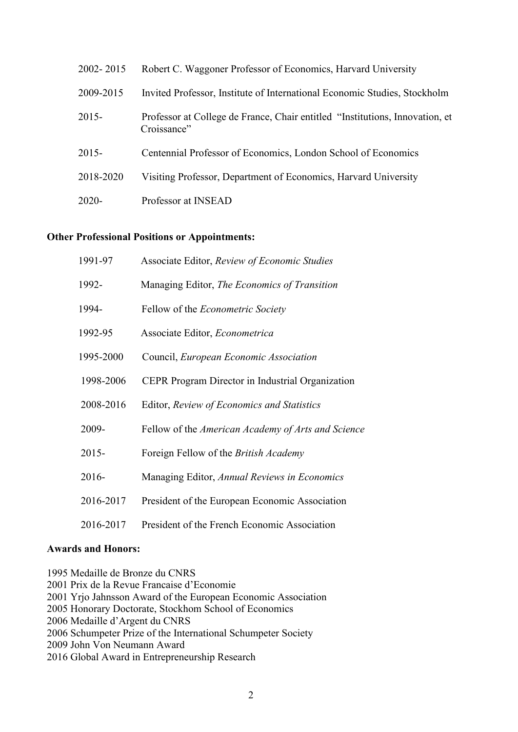| | |
|---|---|
| 2002- 2015 | Robert C. Waggoner Professor of Economics, Harvard University |
| 2009-2015 | Invited Professor, Institute of International Economic Studies, Stockholm |
| 2015- | Professor at College de France, Chair entitled "Institutions, Innovation, et Croissance" |
| 2015- | Centennial Professor of Economics, London School of Economics |
| 2018-2020 | Visiting Professor, Department of Economics, Harvard University |
| 2020- | Professor at INSEAD |

**Other Professional Positions or Appointments:**

| | |
|---|---|
| 1991-97 | Associate Editor, *Review of Economic Studies* |
| 1992- | Managing Editor, *The Economics of Transition* |
| 1994- | Fellow of the *Econometric Society* |
| 1992-95 | Associate Editor, *Econometrica* |
| 1995-2000 | Council, *European Economic Association* |
| 1998-2006 | CEPR Program Director in Industrial Organization |
| 2008-2016 | Editor, *Review of Economics and Statistics* |
| 2009- | Fellow of the *American Academy of Arts and Science* |
| 2015- | Foreign Fellow of the *British Academy* |
| 2016- | Managing Editor, *Annual Reviews in Economics* |
| 2016-2017 | President of the European Economic Association |
| 2016-2017 | President of the French Economic Association |

**Awards and Honors:**

1995 Medaille de Bronze du CNRS
2001 Prix de la Revue Francaise d'Economie
2001 Yrjo Jahnsson Award of the European Economic Association
2005 Honorary Doctorate, Stockhom School of Economics
2006 Medaille d'Argent du CNRS
2006 Schumpeter Prize of the International Schumpeter Society
2009 John Von Neumann Award
2016 Global Award in Entrepreneurship Research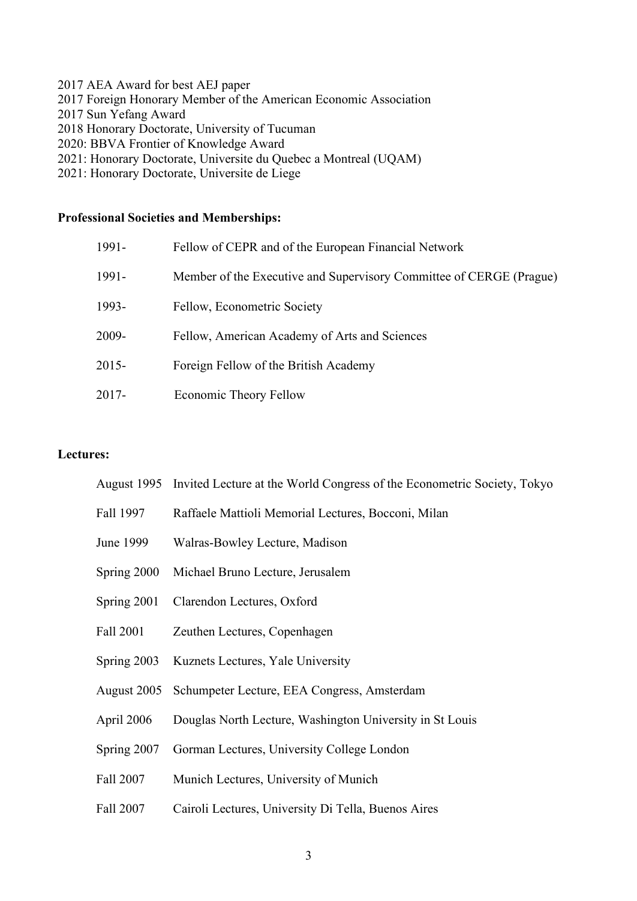2017 AEA Award for best AEJ paper
2017 Foreign Honorary Member of the American Economic Association
2017 Sun Yefang Award
2018 Honorary Doctorate, University of Tucuman
2020: BBVA Frontier of Knowledge Award
2021: Honorary Doctorate, Universite du Quebec a Montreal (UQAM)
2021: Honorary Doctorate, Universite de Liege

**Professional Societies and Memberships:**

| | |
|---|---|
| 1991- | Fellow of CEPR and of the European Financial Network |
| 1991- | Member of the Executive and Supervisory Committee of CERGE (Prague) |
| 1993- | Fellow, Econometric Society |
| 2009- | Fellow, American Academy of Arts and Sciences |
| 2015- | Foreign Fellow of the British Academy |
| 2017- | Economic Theory Fellow |

**Lectures:**

| | |
|---|---|
| August 1995 | Invited Lecture at the World Congress of the Econometric Society, Tokyo |
| Fall 1997 | Raffaele Mattioli Memorial Lectures, Bocconi, Milan |
| June 1999 | Walras-Bowley Lecture, Madison |
| Spring 2000 | Michael Bruno Lecture, Jerusalem |
| Spring 2001 | Clarendon Lectures, Oxford |
| Fall 2001 | Zeuthen Lectures, Copenhagen |
| Spring 2003 | Kuznets Lectures, Yale University |
| August 2005 | Schumpeter Lecture, EEA Congress, Amsterdam |
| April 2006 | Douglas North Lecture, Washington University in St Louis |
| Spring 2007 | Gorman Lectures, University College London |
| Fall 2007 | Munich Lectures, University of Munich |
| Fall 2007 | Cairoli Lectures, University Di Tella, Buenos Aires |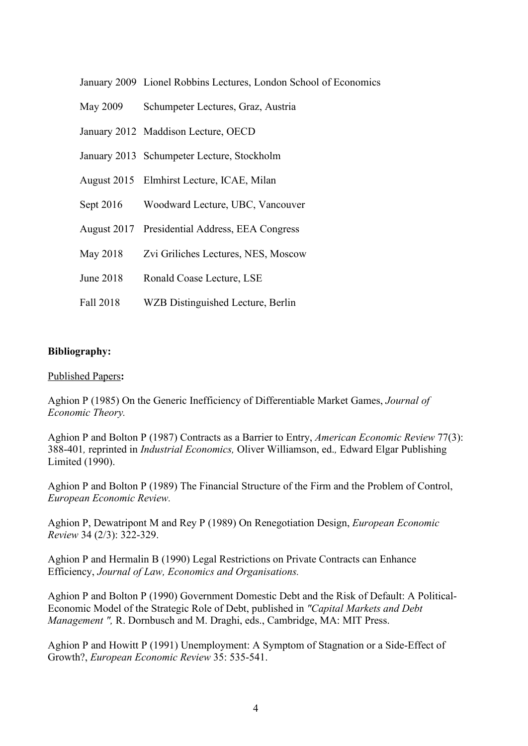January 2009 Lionel Robbins Lectures, London School of Economics

May 2009 Schumpeter Lectures, Graz, Austria

January 2012 Maddison Lecture, OECD

January 2013 Schumpeter Lecture, Stockholm

August 2015 Elmhirst Lecture, ICAE, Milan

Sept 2016 Woodward Lecture, UBC, Vancouver

August 2017 Presidential Address, EEA Congress

May 2018 Zvi Griliches Lectures, NES, Moscow

June 2018 Ronald Coase Lecture, LSE

Fall 2018 WZB Distinguished Lecture, Berlin

**Bibliography:**

Published Papers**:**

Aghion P (1985) On the Generic Inefficiency of Differentiable Market Games, *Journal of Economic Theory.*

Aghion P and Bolton P (1987) Contracts as a Barrier to Entry, *American Economic Review* 77(3): 388-401*,* reprinted in *Industrial Economics,* Oliver Williamson, ed.*,* Edward Elgar Publishing Limited (1990).

Aghion P and Bolton P (1989) The Financial Structure of the Firm and the Problem of Control, *European Economic Review.*

Aghion P, Dewatripont M and Rey P (1989) On Renegotiation Design, *European Economic Review* 34 (2/3): 322-329.

Aghion P and Hermalin B (1990) Legal Restrictions on Private Contracts can Enhance Efficiency, *Journal of Law, Economics and Organisations.*

Aghion P and Bolton P (1990) Government Domestic Debt and the Risk of Default: A Political-Economic Model of the Strategic Role of Debt, published in *"Capital Markets and Debt Management ",* R. Dornbusch and M. Draghi, eds., Cambridge, MA: MIT Press.

Aghion P and Howitt P (1991) Unemployment: A Symptom of Stagnation or a Side-Effect of Growth?, *European Economic Review* 35: 535-541.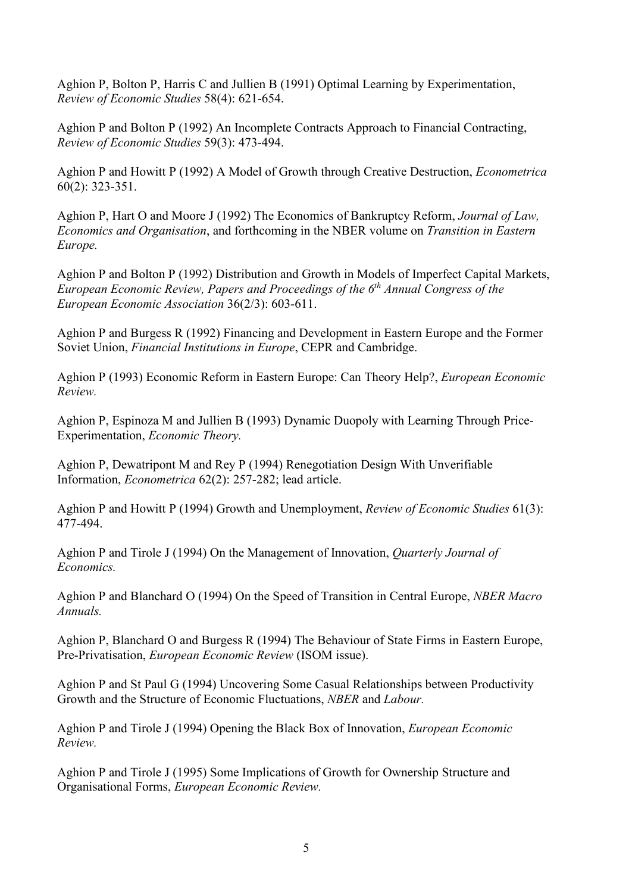Aghion P, Bolton P, Harris C and Jullien B (1991) Optimal Learning by Experimentation, *Review of Economic Studies* 58(4): 621-654.

Aghion P and Bolton P (1992) An Incomplete Contracts Approach to Financial Contracting, *Review of Economic Studies* 59(3): 473-494.

Aghion P and Howitt P (1992) A Model of Growth through Creative Destruction, *Econometrica* 60(2): 323-351.

Aghion P, Hart O and Moore J (1992) The Economics of Bankruptcy Reform, *Journal of Law, Economics and Organisation*, and forthcoming in the NBER volume on *Transition in Eastern Europe.*

Aghion P and Bolton P (1992) Distribution and Growth in Models of Imperfect Capital Markets, *European Economic Review, Papers and Proceedings of the 6th Annual Congress of the European Economic Association* 36(2/3): 603-611.

Aghion P and Burgess R (1992) Financing and Development in Eastern Europe and the Former Soviet Union, *Financial Institutions in Europe*, CEPR and Cambridge.

Aghion P (1993) Economic Reform in Eastern Europe: Can Theory Help?, *European Economic Review.*

Aghion P, Espinoza M and Jullien B (1993) Dynamic Duopoly with Learning Through Price-Experimentation, *Economic Theory.*

Aghion P, Dewatripont M and Rey P (1994) Renegotiation Design With Unverifiable Information, *Econometrica* 62(2): 257-282; lead article.

Aghion P and Howitt P (1994) Growth and Unemployment, *Review of Economic Studies* 61(3): 477-494.

Aghion P and Tirole J (1994) On the Management of Innovation, *Quarterly Journal of Economics.*

Aghion P and Blanchard O (1994) On the Speed of Transition in Central Europe, *NBER Macro Annuals.*

Aghion P, Blanchard O and Burgess R (1994) The Behaviour of State Firms in Eastern Europe, Pre-Privatisation, *European Economic Review* (ISOM issue).

Aghion P and St Paul G (1994) Uncovering Some Casual Relationships between Productivity Growth and the Structure of Economic Fluctuations, *NBER* and *Labour.*

Aghion P and Tirole J (1994) Opening the Black Box of Innovation, *European Economic Review.*

Aghion P and Tirole J (1995) Some Implications of Growth for Ownership Structure and Organisational Forms, *European Economic Review.*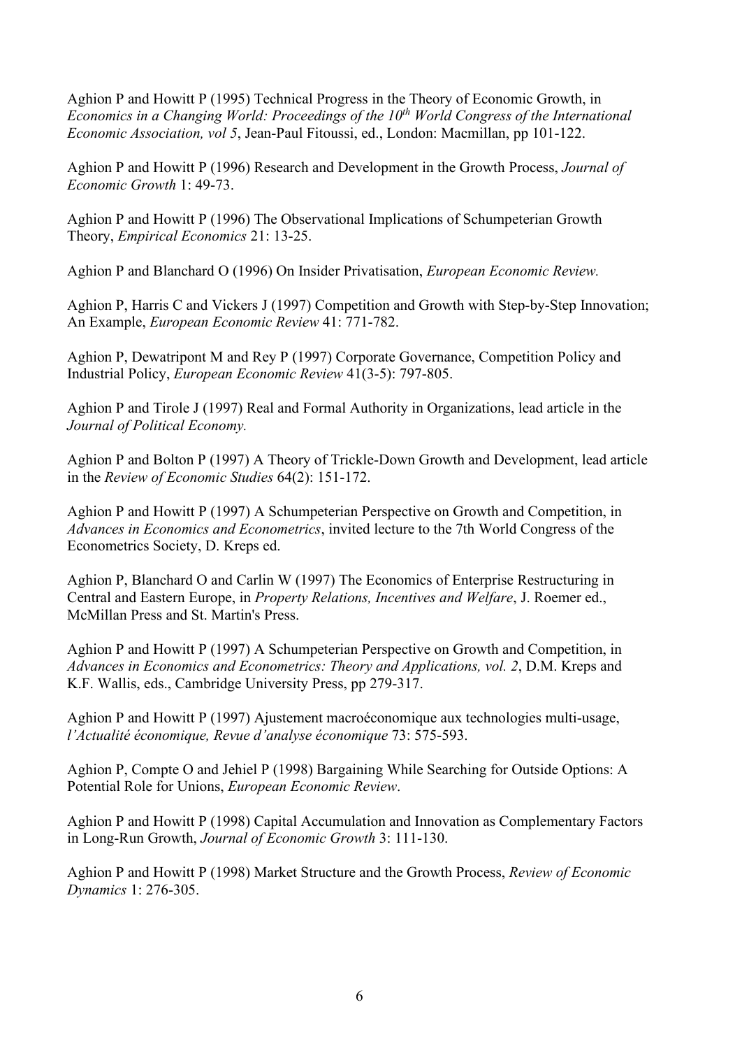Aghion P and Howitt P (1995) Technical Progress in the Theory of Economic Growth, in *Economics in a Changing World: Proceedings of the 10th World Congress of the International Economic Association, vol 5*, Jean-Paul Fitoussi, ed., London: Macmillan, pp 101-122.

Aghion P and Howitt P (1996) Research and Development in the Growth Process, *Journal of Economic Growth* 1: 49-73.

Aghion P and Howitt P (1996) The Observational Implications of Schumpeterian Growth Theory, *Empirical Economics* 21: 13-25.

Aghion P and Blanchard O (1996) On Insider Privatisation, *European Economic Review.*

Aghion P, Harris C and Vickers J (1997) Competition and Growth with Step-by-Step Innovation; An Example, *European Economic Review* 41: 771-782.

Aghion P, Dewatripont M and Rey P (1997) Corporate Governance, Competition Policy and Industrial Policy, *European Economic Review* 41(3-5): 797-805.

Aghion P and Tirole J (1997) Real and Formal Authority in Organizations, lead article in the *Journal of Political Economy.*

Aghion P and Bolton P (1997) A Theory of Trickle-Down Growth and Development, lead article in the *Review of Economic Studies* 64(2): 151-172.

Aghion P and Howitt P (1997) A Schumpeterian Perspective on Growth and Competition, in *Advances in Economics and Econometrics*, invited lecture to the 7th World Congress of the Econometrics Society, D. Kreps ed.

Aghion P, Blanchard O and Carlin W (1997) The Economics of Enterprise Restructuring in Central and Eastern Europe, in *Property Relations, Incentives and Welfare*, J. Roemer ed., McMillan Press and St. Martin's Press.

Aghion P and Howitt P (1997) A Schumpeterian Perspective on Growth and Competition, in *Advances in Economics and Econometrics: Theory and Applications, vol. 2*, D.M. Kreps and K.F. Wallis, eds., Cambridge University Press, pp 279-317.

Aghion P and Howitt P (1997) Ajustement macroéconomique aux technologies multi-usage, *l'Actualité économique, Revue d'analyse économique* 73: 575-593.

Aghion P, Compte O and Jehiel P (1998) Bargaining While Searching for Outside Options: A Potential Role for Unions, *European Economic Review*.

Aghion P and Howitt P (1998) Capital Accumulation and Innovation as Complementary Factors in Long-Run Growth, *Journal of Economic Growth* 3: 111-130.

Aghion P and Howitt P (1998) Market Structure and the Growth Process, *Review of Economic Dynamics* 1: 276-305.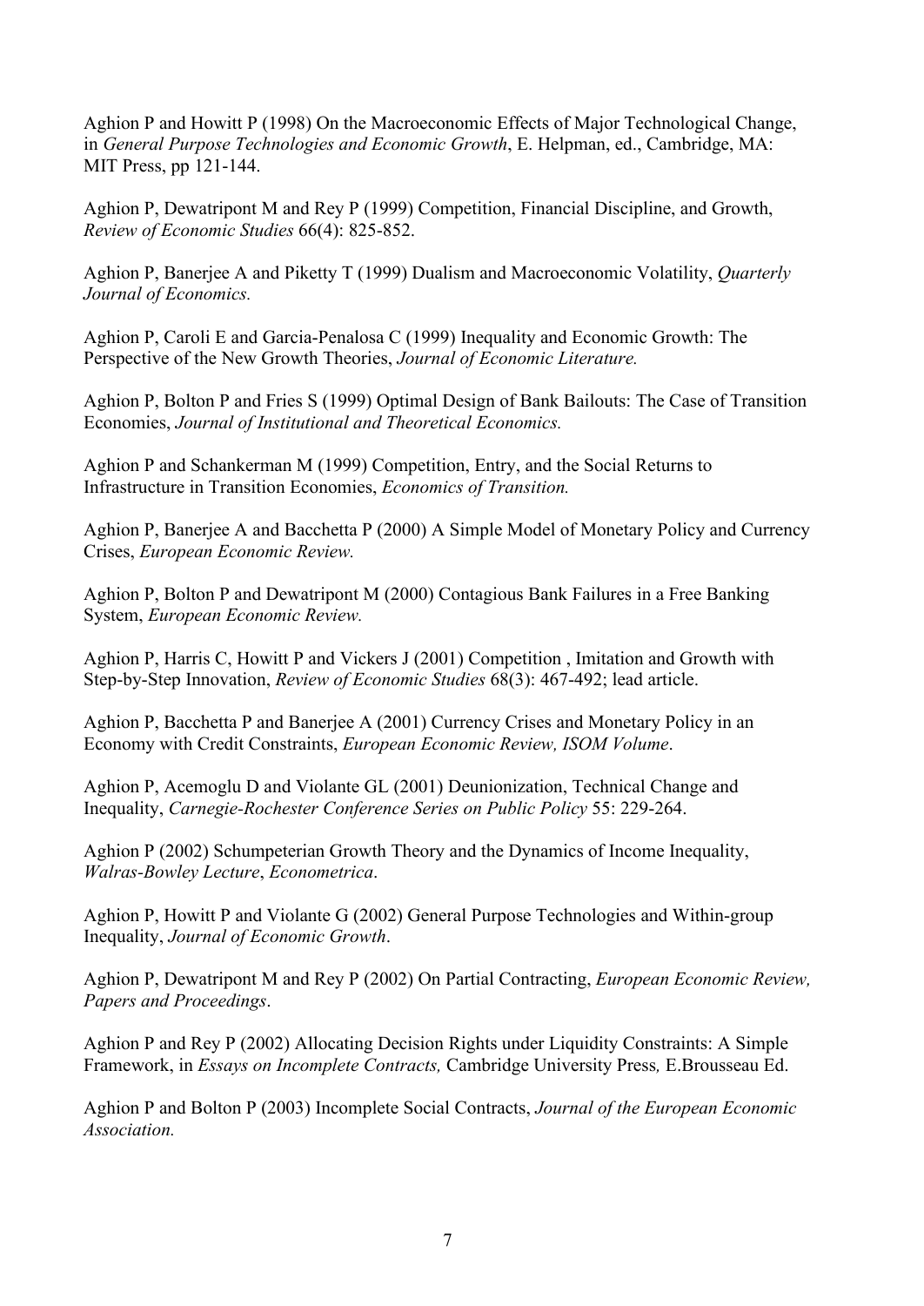Aghion P and Howitt P (1998) On the Macroeconomic Effects of Major Technological Change, in *General Purpose Technologies and Economic Growth*, E. Helpman, ed., Cambridge, MA: MIT Press, pp 121-144.

Aghion P, Dewatripont M and Rey P (1999) Competition, Financial Discipline, and Growth, *Review of Economic Studies* 66(4): 825-852.

Aghion P, Banerjee A and Piketty T (1999) Dualism and Macroeconomic Volatility, *Quarterly Journal of Economics.*

Aghion P, Caroli E and Garcia-Penalosa C (1999) Inequality and Economic Growth: The Perspective of the New Growth Theories, *Journal of Economic Literature.*

Aghion P, Bolton P and Fries S (1999) Optimal Design of Bank Bailouts: The Case of Transition Economies, *Journal of Institutional and Theoretical Economics.*

Aghion P and Schankerman M (1999) Competition, Entry, and the Social Returns to Infrastructure in Transition Economies, *Economics of Transition.*

Aghion P, Banerjee A and Bacchetta P (2000) A Simple Model of Monetary Policy and Currency Crises, *European Economic Review.*

Aghion P, Bolton P and Dewatripont M (2000) Contagious Bank Failures in a Free Banking System, *European Economic Review.*

Aghion P, Harris C, Howitt P and Vickers J (2001) Competition , Imitation and Growth with Step-by-Step Innovation, *Review of Economic Studies* 68(3): 467-492; lead article.

Aghion P, Bacchetta P and Banerjee A (2001) Currency Crises and Monetary Policy in an Economy with Credit Constraints, *European Economic Review, ISOM Volume*.

Aghion P, Acemoglu D and Violante GL (2001) Deunionization, Technical Change and Inequality, *Carnegie-Rochester Conference Series on Public Policy* 55: 229-264.

Aghion P (2002) Schumpeterian Growth Theory and the Dynamics of Income Inequality, *Walras-Bowley Lecture*, *Econometrica*.

Aghion P, Howitt P and Violante G (2002) General Purpose Technologies and Within-group Inequality, *Journal of Economic Growth*.

Aghion P, Dewatripont M and Rey P (2002) On Partial Contracting, *European Economic Review, Papers and Proceedings*.

Aghion P and Rey P (2002) Allocating Decision Rights under Liquidity Constraints: A Simple Framework, in *Essays on Incomplete Contracts,* Cambridge University Press*,* E.Brousseau Ed.

Aghion P and Bolton P (2003) Incomplete Social Contracts, *Journal of the European Economic Association.*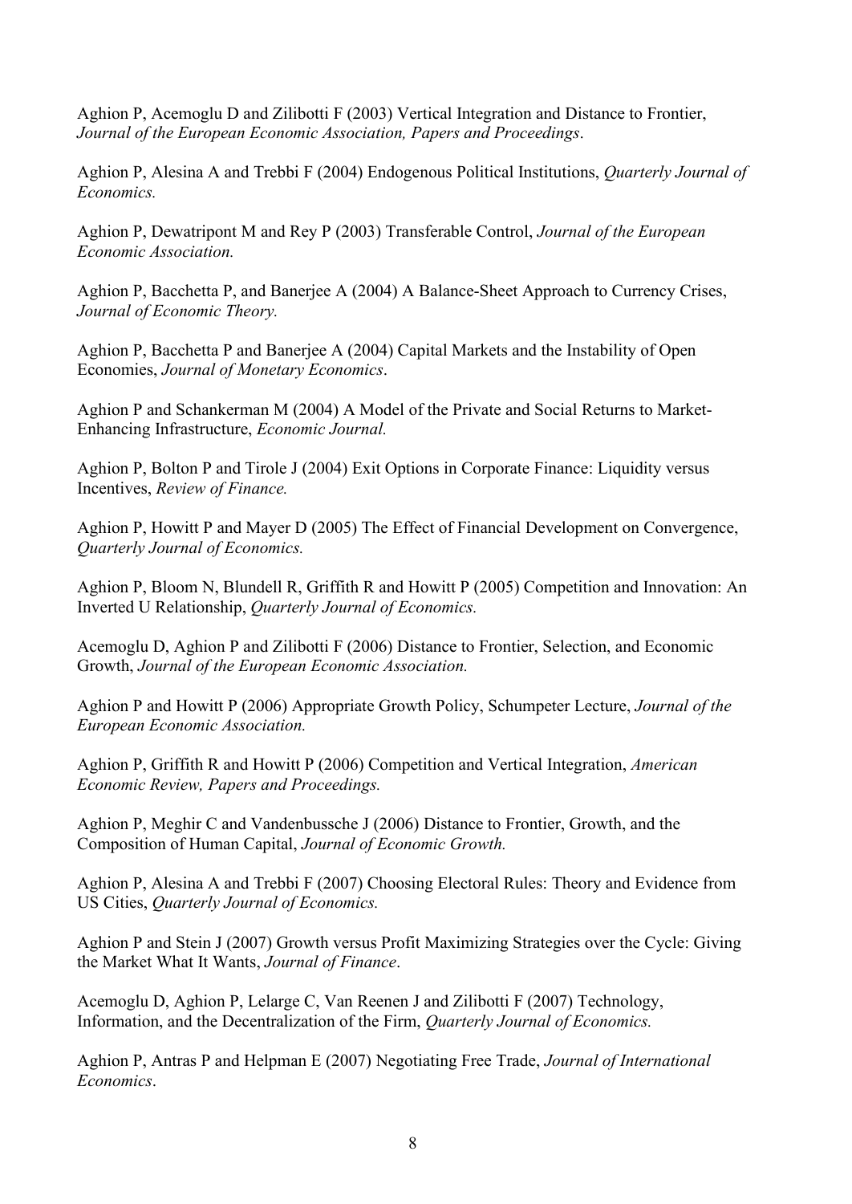Aghion P, Acemoglu D and Zilibotti F (2003) Vertical Integration and Distance to Frontier, *Journal of the European Economic Association, Papers and Proceedings*.

Aghion P, Alesina A and Trebbi F (2004) Endogenous Political Institutions, *Quarterly Journal of Economics.*

Aghion P, Dewatripont M and Rey P (2003) Transferable Control, *Journal of the European Economic Association.*

Aghion P, Bacchetta P, and Banerjee A (2004) A Balance-Sheet Approach to Currency Crises, *Journal of Economic Theory.*

Aghion P, Bacchetta P and Banerjee A (2004) Capital Markets and the Instability of Open Economies, *Journal of Monetary Economics*.

Aghion P and Schankerman M (2004) A Model of the Private and Social Returns to Market-Enhancing Infrastructure, *Economic Journal.*

Aghion P, Bolton P and Tirole J (2004) Exit Options in Corporate Finance: Liquidity versus Incentives, *Review of Finance.*

Aghion P, Howitt P and Mayer D (2005) The Effect of Financial Development on Convergence, *Quarterly Journal of Economics.*

Aghion P, Bloom N, Blundell R, Griffith R and Howitt P (2005) Competition and Innovation: An Inverted U Relationship, *Quarterly Journal of Economics.*

Acemoglu D, Aghion P and Zilibotti F (2006) Distance to Frontier, Selection, and Economic Growth, *Journal of the European Economic Association.*

Aghion P and Howitt P (2006) Appropriate Growth Policy, Schumpeter Lecture, *Journal of the European Economic Association.*

Aghion P, Griffith R and Howitt P (2006) Competition and Vertical Integration, *American Economic Review, Papers and Proceedings.*

Aghion P, Meghir C and Vandenbussche J (2006) Distance to Frontier, Growth, and the Composition of Human Capital, *Journal of Economic Growth.*

Aghion P, Alesina A and Trebbi F (2007) Choosing Electoral Rules: Theory and Evidence from US Cities, *Quarterly Journal of Economics.*

Aghion P and Stein J (2007) Growth versus Profit Maximizing Strategies over the Cycle: Giving the Market What It Wants, *Journal of Finance*.

Acemoglu D, Aghion P, Lelarge C, Van Reenen J and Zilibotti F (2007) Technology, Information, and the Decentralization of the Firm, *Quarterly Journal of Economics.*

Aghion P, Antras P and Helpman E (2007) Negotiating Free Trade, *Journal of International Economics*.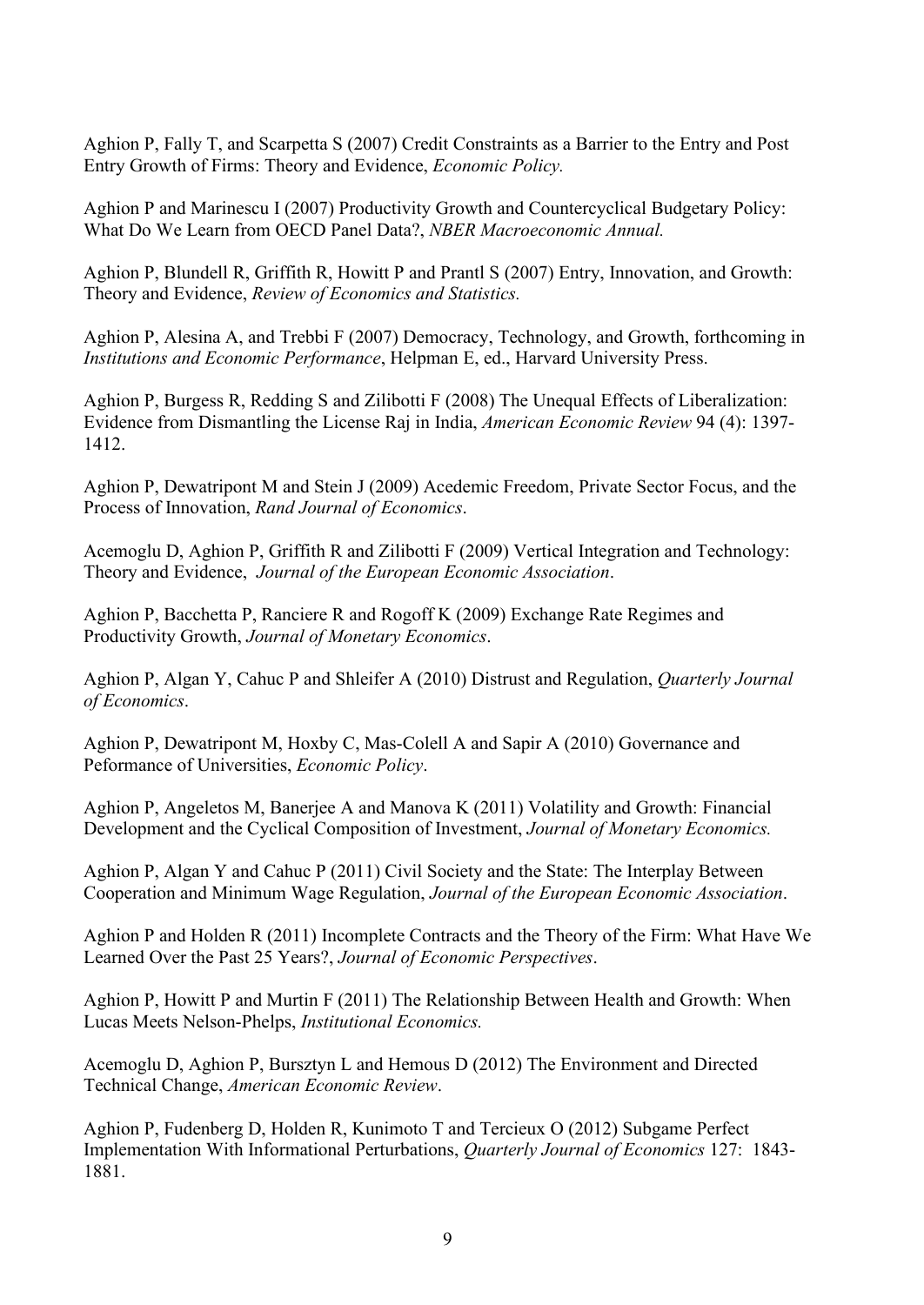Aghion P, Fally T, and Scarpetta S (2007) Credit Constraints as a Barrier to the Entry and Post Entry Growth of Firms: Theory and Evidence, *Economic Policy.*

Aghion P and Marinescu I (2007) Productivity Growth and Countercyclical Budgetary Policy: What Do We Learn from OECD Panel Data?, *NBER Macroeconomic Annual.*

Aghion P, Blundell R, Griffith R, Howitt P and Prantl S (2007) Entry, Innovation, and Growth: Theory and Evidence, *Review of Economics and Statistics.*

Aghion P, Alesina A, and Trebbi F (2007) Democracy, Technology, and Growth, forthcoming in *Institutions and Economic Performance*, Helpman E, ed., Harvard University Press.

Aghion P, Burgess R, Redding S and Zilibotti F (2008) The Unequal Effects of Liberalization: Evidence from Dismantling the License Raj in India, *American Economic Review* 94 (4): 1397-1412.

Aghion P, Dewatripont M and Stein J (2009) Acedemic Freedom, Private Sector Focus, and the Process of Innovation, *Rand Journal of Economics*.

Acemoglu D, Aghion P, Griffith R and Zilibotti F (2009) Vertical Integration and Technology: Theory and Evidence, *Journal of the European Economic Association*.

Aghion P, Bacchetta P, Ranciere R and Rogoff K (2009) Exchange Rate Regimes and Productivity Growth, *Journal of Monetary Economics*.

Aghion P, Algan Y, Cahuc P and Shleifer A (2010) Distrust and Regulation, *Quarterly Journal of Economics*.

Aghion P, Dewatripont M, Hoxby C, Mas-Colell A and Sapir A (2010) Governance and Peformance of Universities, *Economic Policy*.

Aghion P, Angeletos M, Banerjee A and Manova K (2011) Volatility and Growth: Financial Development and the Cyclical Composition of Investment, *Journal of Monetary Economics.*

Aghion P, Algan Y and Cahuc P (2011) Civil Society and the State: The Interplay Between Cooperation and Minimum Wage Regulation, *Journal of the European Economic Association*.

Aghion P and Holden R (2011) Incomplete Contracts and the Theory of the Firm: What Have We Learned Over the Past 25 Years?, *Journal of Economic Perspectives*.

Aghion P, Howitt P and Murtin F (2011) The Relationship Between Health and Growth: When Lucas Meets Nelson-Phelps, *Institutional Economics.*

Acemoglu D, Aghion P, Bursztyn L and Hemous D (2012) The Environment and Directed Technical Change, *American Economic Review*.

Aghion P, Fudenberg D, Holden R, Kunimoto T and Tercieux O (2012) Subgame Perfect Implementation With Informational Perturbations, *Quarterly Journal of Economics* 127: 1843-1881.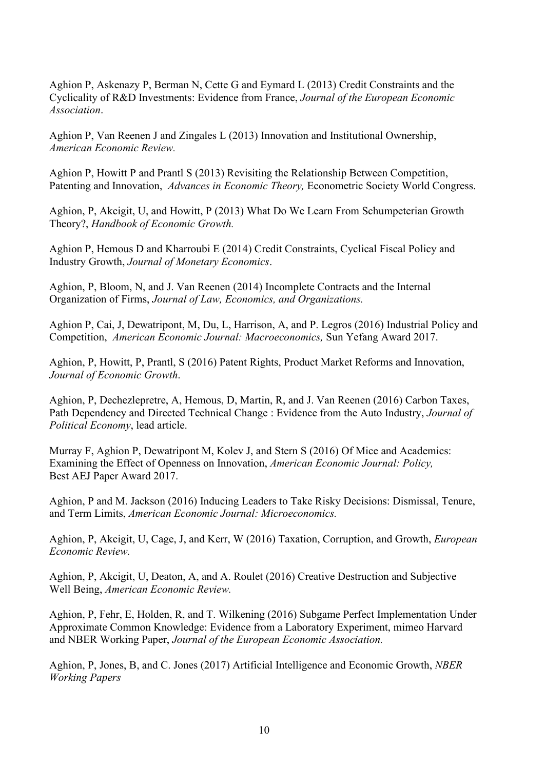Aghion P, Askenazy P, Berman N, Cette G and Eymard L (2013) Credit Constraints and the Cyclicality of R&D Investments: Evidence from France, *Journal of the European Economic Association*.

Aghion P, Van Reenen J and Zingales L (2013) Innovation and Institutional Ownership, *American Economic Review.*

Aghion P, Howitt P and Prantl S (2013) Revisiting the Relationship Between Competition, Patenting and Innovation, *Advances in Economic Theory,* Econometric Society World Congress.

Aghion, P, Akcigit, U, and Howitt, P (2013) What Do We Learn From Schumpeterian Growth Theory?, *Handbook of Economic Growth.*

Aghion P, Hemous D and Kharroubi E (2014) Credit Constraints, Cyclical Fiscal Policy and Industry Growth, *Journal of Monetary Economics*.

Aghion, P, Bloom, N, and J. Van Reenen (2014) Incomplete Contracts and the Internal Organization of Firms, *Journal of Law, Economics, and Organizations.*

Aghion P, Cai, J, Dewatripont, M, Du, L, Harrison, A, and P. Legros (2016) Industrial Policy and Competition, *American Economic Journal: Macroeconomics,* Sun Yefang Award 2017.

Aghion, P, Howitt, P, Prantl, S (2016) Patent Rights, Product Market Reforms and Innovation, *Journal of Economic Growth*.

Aghion, P, Dechezlepretre, A, Hemous, D, Martin, R, and J. Van Reenen (2016) Carbon Taxes, Path Dependency and Directed Technical Change : Evidence from the Auto Industry, *Journal of Political Economy*, lead article.

Murray F, Aghion P, Dewatripont M, Kolev J, and Stern S (2016) Of Mice and Academics: Examining the Effect of Openness on Innovation, *American Economic Journal: Policy,* Best AEJ Paper Award 2017.

Aghion, P and M. Jackson (2016) Inducing Leaders to Take Risky Decisions: Dismissal, Tenure, and Term Limits, *American Economic Journal: Microeconomics.*

Aghion, P, Akcigit, U, Cage, J, and Kerr, W (2016) Taxation, Corruption, and Growth, *European Economic Review.*

Aghion, P, Akcigit, U, Deaton, A, and A. Roulet (2016) Creative Destruction and Subjective Well Being, *American Economic Review.*

Aghion, P, Fehr, E, Holden, R, and T. Wilkening (2016) Subgame Perfect Implementation Under Approximate Common Knowledge: Evidence from a Laboratory Experiment, mimeo Harvard and NBER Working Paper, *Journal of the European Economic Association.*

Aghion, P, Jones, B, and C. Jones (2017) Artificial Intelligence and Economic Growth, *NBER Working Papers*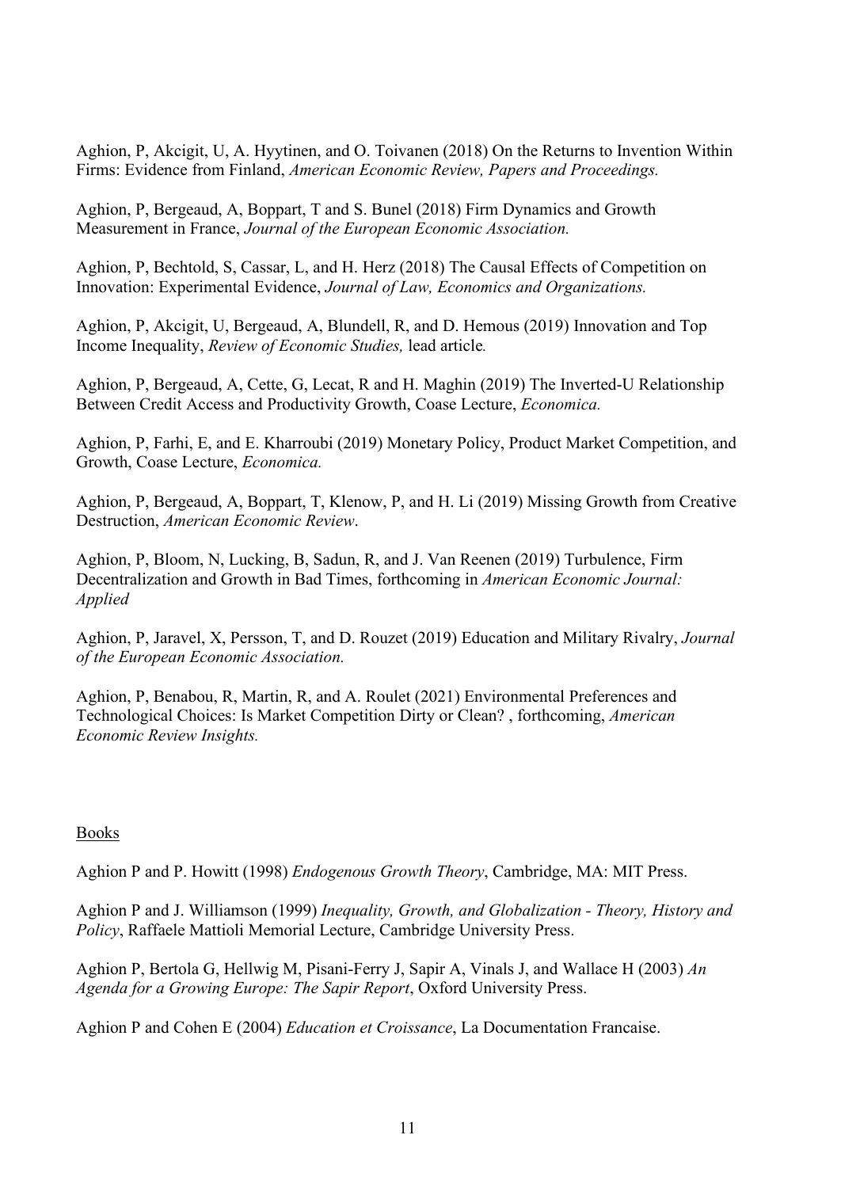Aghion, P, Akcigit, U, A. Hyytinen, and O. Toivanen (2018) On the Returns to Invention Within Firms: Evidence from Finland, *American Economic Review, Papers and Proceedings.*

Aghion, P, Bergeaud, A, Boppart, T and S. Bunel (2018) Firm Dynamics and Growth Measurement in France, *Journal of the European Economic Association.*

Aghion, P, Bechtold, S, Cassar, L, and H. Herz (2018) The Causal Effects of Competition on Innovation: Experimental Evidence, *Journal of Law, Economics and Organizations.*

Aghion, P, Akcigit, U, Bergeaud, A, Blundell, R, and D. Hemous (2019) Innovation and Top Income Inequality, *Review of Economic Studies,* lead article*.*

Aghion, P, Bergeaud, A, Cette, G, Lecat, R and H. Maghin (2019) The Inverted-U Relationship Between Credit Access and Productivity Growth, Coase Lecture, *Economica.*

Aghion, P, Farhi, E, and E. Kharroubi (2019) Monetary Policy, Product Market Competition, and Growth, Coase Lecture, *Economica.*

Aghion, P, Bergeaud, A, Boppart, T, Klenow, P, and H. Li (2019) Missing Growth from Creative Destruction, *American Economic Review*.

Aghion, P, Bloom, N, Lucking, B, Sadun, R, and J. Van Reenen (2019) Turbulence, Firm Decentralization and Growth in Bad Times, forthcoming in *American Economic Journal: Applied*

Aghion, P, Jaravel, X, Persson, T, and D. Rouzet (2019) Education and Military Rivalry, *Journal of the European Economic Association.*

Aghion, P, Benabou, R, Martin, R, and A. Roulet (2021) Environmental Preferences and Technological Choices: Is Market Competition Dirty or Clean? , forthcoming, *American Economic Review Insights.*

## Books

Aghion P and P. Howitt (1998) *Endogenous Growth Theory*, Cambridge, MA: MIT Press.

Aghion P and J. Williamson (1999) *Inequality, Growth, and Globalization - Theory, History and Policy*, Raffaele Mattioli Memorial Lecture, Cambridge University Press.

Aghion P, Bertola G, Hellwig M, Pisani-Ferry J, Sapir A, Vinals J, and Wallace H (2003) *An Agenda for a Growing Europe: The Sapir Report*, Oxford University Press.

Aghion P and Cohen E (2004) *Education et Croissance*, La Documentation Francaise.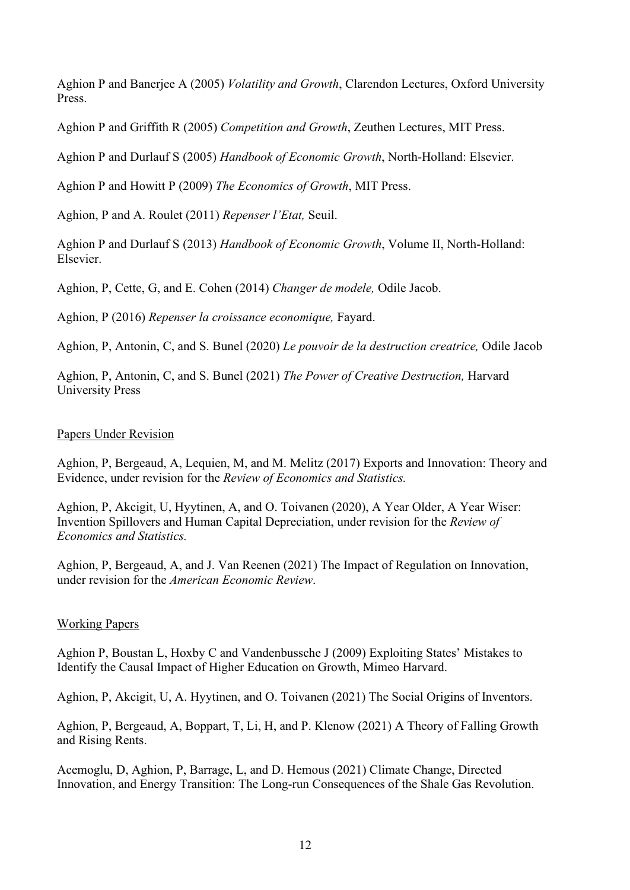Aghion P and Banerjee A (2005) *Volatility and Growth*, Clarendon Lectures, Oxford University Press.

Aghion P and Griffith R (2005) *Competition and Growth*, Zeuthen Lectures, MIT Press.

Aghion P and Durlauf S (2005) *Handbook of Economic Growth*, North-Holland: Elsevier.

Aghion P and Howitt P (2009) *The Economics of Growth*, MIT Press.

Aghion, P and A. Roulet (2011) *Repenser l'Etat,* Seuil.

Aghion P and Durlauf S (2013) *Handbook of Economic Growth*, Volume II, North-Holland: Elsevier.

Aghion, P, Cette, G, and E. Cohen (2014) *Changer de modele,* Odile Jacob.

Aghion, P (2016) *Repenser la croissance economique,* Fayard.

Aghion, P, Antonin, C, and S. Bunel (2020) *Le pouvoir de la destruction creatrice,* Odile Jacob

Aghion, P, Antonin, C, and S. Bunel (2021) *The Power of Creative Destruction,* Harvard University Press

Papers Under Revision

Aghion, P, Bergeaud, A, Lequien, M, and M. Melitz (2017) Exports and Innovation: Theory and Evidence, under revision for the *Review of Economics and Statistics.*

Aghion, P, Akcigit, U, Hyytinen, A, and O. Toivanen (2020), A Year Older, A Year Wiser: Invention Spillovers and Human Capital Depreciation, under revision for the *Review of Economics and Statistics.*

Aghion, P, Bergeaud, A, and J. Van Reenen (2021) The Impact of Regulation on Innovation, under revision for the *American Economic Review*.

Working Papers

Aghion P, Boustan L, Hoxby C and Vandenbussche J (2009) Exploiting States' Mistakes to Identify the Causal Impact of Higher Education on Growth, Mimeo Harvard.

Aghion, P, Akcigit, U, A. Hyytinen, and O. Toivanen (2021) The Social Origins of Inventors.

Aghion, P, Bergeaud, A, Boppart, T, Li, H, and P. Klenow (2021) A Theory of Falling Growth and Rising Rents.

Acemoglu, D, Aghion, P, Barrage, L, and D. Hemous (2021) Climate Change, Directed Innovation, and Energy Transition: The Long-run Consequences of the Shale Gas Revolution.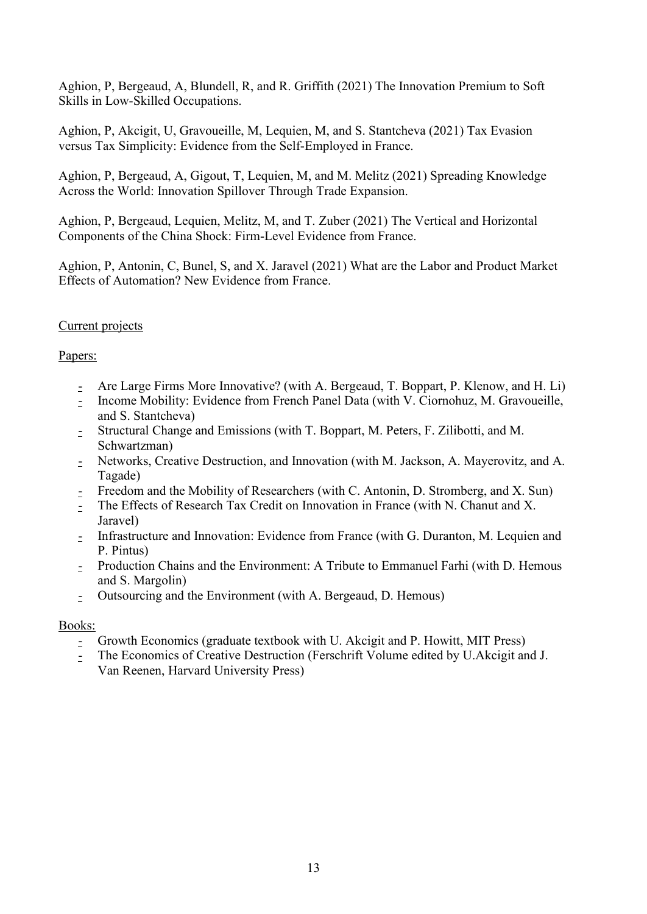Aghion, P, Bergeaud, A, Blundell, R, and R. Griffith (2021) The Innovation Premium to Soft Skills in Low-Skilled Occupations.

Aghion, P, Akcigit, U, Gravoueille, M, Lequien, M, and S. Stantcheva (2021) Tax Evasion versus Tax Simplicity: Evidence from the Self-Employed in France.

Aghion, P, Bergeaud, A, Gigout, T, Lequien, M, and M. Melitz (2021) Spreading Knowledge Across the World: Innovation Spillover Through Trade Expansion.

Aghion, P, Bergeaud, Lequien, Melitz, M, and T. Zuber (2021) The Vertical and Horizontal Components of the China Shock: Firm-Level Evidence from France.

Aghion, P, Antonin, C, Bunel, S, and X. Jaravel (2021) What are the Labor and Product Market Effects of Automation? New Evidence from France.

Current projects

Papers:

- Are Large Firms More Innovative? (with A. Bergeaud, T. Boppart, P. Klenow, and H. Li)
- Income Mobility: Evidence from French Panel Data (with V. Ciornohuz, M. Gravoueille, and S. Stantcheva)
- Structural Change and Emissions (with T. Boppart, M. Peters, F. Zilibotti, and M. Schwartzman)
- Networks, Creative Destruction, and Innovation (with M. Jackson, A. Mayerovitz, and A. Tagade)
- Freedom and the Mobility of Researchers (with C. Antonin, D. Stromberg, and X. Sun)
- The Effects of Research Tax Credit on Innovation in France (with N. Chanut and X. Jaravel)
- Infrastructure and Innovation: Evidence from France (with G. Duranton, M. Lequien and P. Pintus)
- Production Chains and the Environment: A Tribute to Emmanuel Farhi (with D. Hemous and S. Margolin)
- Outsourcing and the Environment (with A. Bergeaud, D. Hemous)

Books:

- Growth Economics (graduate textbook with U. Akcigit and P. Howitt, MIT Press)
- The Economics of Creative Destruction (Ferschrift Volume edited by U.Akcigit and J. Van Reenen, Harvard University Press)